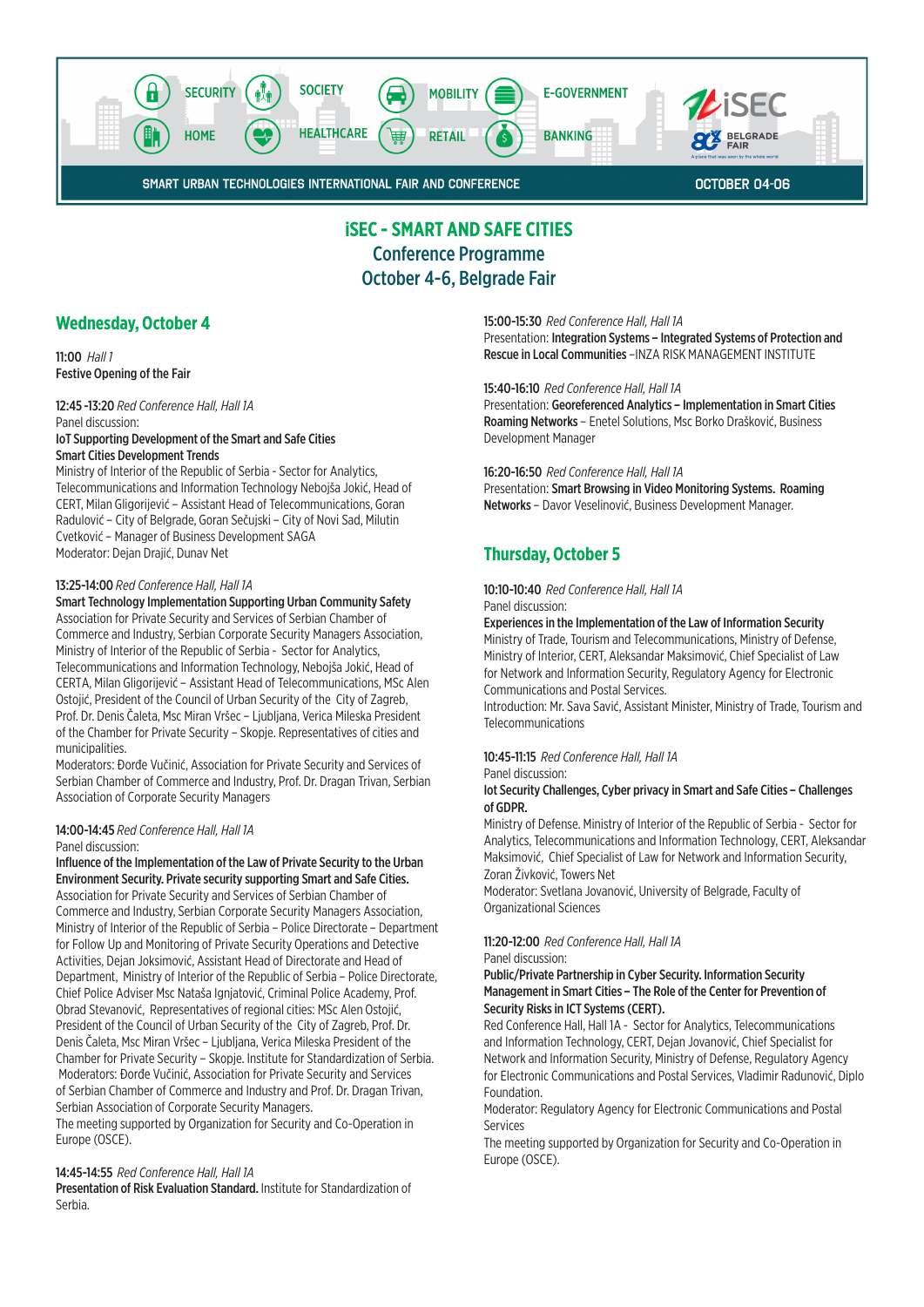SECURITY SOCIETY MOBILITY E-GOVERNMENT
HOME HEALTHCARE RETAIL BANKING

iSEC
BELGRADE FAIR

SMART URBAN TECHNOLOGIES INTERNATIONAL FAIR AND CONFERENCE — OCTOBER 04-06

# iSEC - SMART AND SAFE CITIES
## Conference Programme
## October 4-6, Belgrade Fair

## Wednesday, October 4

11:00 *Hall 1*
**Festive Opening of the Fair**

12:45 -13:20 *Red Conference Hall, Hall 1A*
Panel discussion:
**IoT Supporting Development of the Smart and Safe Cities**
**Smart Cities Development Trends**
Ministry of Interior of the Republic of Serbia - Sector for Analytics, Telecommunications and Information Technology Nebojša Jokić, Head of CERT, Milan Gligorijević – Assistant Head of Telecommunications, Goran Radulović – City of Belgrade, Goran Sečujski – City of Novi Sad, Milutin Cvetković – Manager of Business Development SAGA
Moderator: Dejan Drajić, Dunav Net

13:25-14:00 *Red Conference Hall, Hall 1A*
**Smart Technology Implementation Supporting Urban Community Safety**
Association for Private Security and Services of Serbian Chamber of Commerce and Industry, Serbian Corporate Security Managers Association, Ministry of Interior of the Republic of Serbia - Sector for Analytics, Telecommunications and Information Technology, Nebojša Jokić, Head of CERTA, Milan Gligorijević – Assistant Head of Telecommunications, MSc Alen Ostojić, President of the Council of Urban Security of the City of Zagreb, Prof. Dr. Denis Čaleta, Msc Miran Vršec – Ljubljana, Verica Mileska President of the Chamber for Private Security – Skopje. Representatives of cities and municipalities.
Moderators: Đorđe Vučinić, Association for Private Security and Services of Serbian Chamber of Commerce and Industry, Prof. Dr. Dragan Trivan, Serbian Association of Corporate Security Managers

14:00-14:45 *Red Conference Hall, Hall 1A*
Panel discussion:
**Influence of the Implementation of the Law of Private Security to the Urban Environment Security. Private security supporting Smart and Safe Cities.**
Association for Private Security and Services of Serbian Chamber of Commerce and Industry, Serbian Corporate Security Managers Association, Ministry of Interior of the Republic of Serbia – Police Directorate – Department for Follow Up and Monitoring of Private Security Operations and Detective Activities, Dejan Joksimović, Assistant Head of Directorate and Head of Department, Ministry of Interior of the Republic of Serbia – Police Directorate, Chief Police Adviser Msc Nataša Ignjatović, Criminal Police Academy, Prof. Obrad Stevanović, Representatives of regional cities: MSc Alen Ostojić, President of the Council of Urban Security of the City of Zagreb, Prof. Dr. Denis Čaleta, Msc Miran Vršec – Ljubljana, Verica Mileska President of the Chamber for Private Security – Skopje. Institute for Standardization of Serbia.
Moderators: Đorđe Vučinić, Association for Private Security and Services of Serbian Chamber of Commerce and Industry and Prof. Dr. Dragan Trivan, Serbian Association of Corporate Security Managers.
The meeting supported by Organization for Security and Co-Operation in Europe (OSCE).

14:45-14:55 *Red Conference Hall, Hall 1A*
**Presentation of Risk Evaluation Standard.** Institute for Standardization of Serbia.

15:00-15:30 *Red Conference Hall, Hall 1A*
Presentation: **Integration Systems – Integrated Systems of Protection and Rescue in Local Communities** –INZA RISK MANAGEMENT INSTITUTE

15:40-16:10 *Red Conference Hall, Hall 1A*
Presentation: **Georeferenced Analytics – Implementation in Smart Cities Roaming Networks** – Enetel Solutions, Msc Borko Drašković, Business Development Manager

16:20-16:50 *Red Conference Hall, Hall 1A*
Presentation: **Smart Browsing in Video Monitoring Systems. Roaming Networks** – Davor Veselinović, Business Development Manager.

## Thursday, October 5

10:10-10:40 *Red Conference Hall, Hall 1A*
Panel discussion:
**Experiences in the Implementation of the Law of Information Security**
Ministry of Trade, Tourism and Telecommunications, Ministry of Defense, Ministry of Interior, CERT, Aleksandar Maksimović, Chief Specialist of Law for Network and Information Security, Regulatory Agency for Electronic Communications and Postal Services.
Introduction: Mr. Sava Savić, Assistant Minister, Ministry of Trade, Tourism and Telecommunications

10:45-11:15 *Red Conference Hall, Hall 1A*
Panel discussion:
**Iot Security Challenges, Cyber privacy in Smart and Safe Cities – Challenges of GDPR.**
Ministry of Defense. Ministry of Interior of the Republic of Serbia - Sector for Analytics, Telecommunications and Information Technology, CERT, Aleksandar Maksimović, Chief Specialist of Law for Network and Information Security, Zoran Živković, Towers Net
Moderator: Svetlana Jovanović, University of Belgrade, Faculty of Organizational Sciences

11:20-12:00 *Red Conference Hall, Hall 1A*
Panel discussion:
**Public/Private Partnership in Cyber Security. Information Security Management in Smart Cities – The Role of the Center for Prevention of Security Risks in ICT Systems (CERT).**
Red Conference Hall, Hall 1A - Sector for Analytics, Telecommunications and Information Technology, CERT, Dejan Jovanović, Chief Specialist for Network and Information Security, Ministry of Defense, Regulatory Agency for Electronic Communications and Postal Services, Vladimir Radunović, Diplo Foundation.
Moderator: Regulatory Agency for Electronic Communications and Postal Services
The meeting supported by Organization for Security and Co-Operation in Europe (OSCE).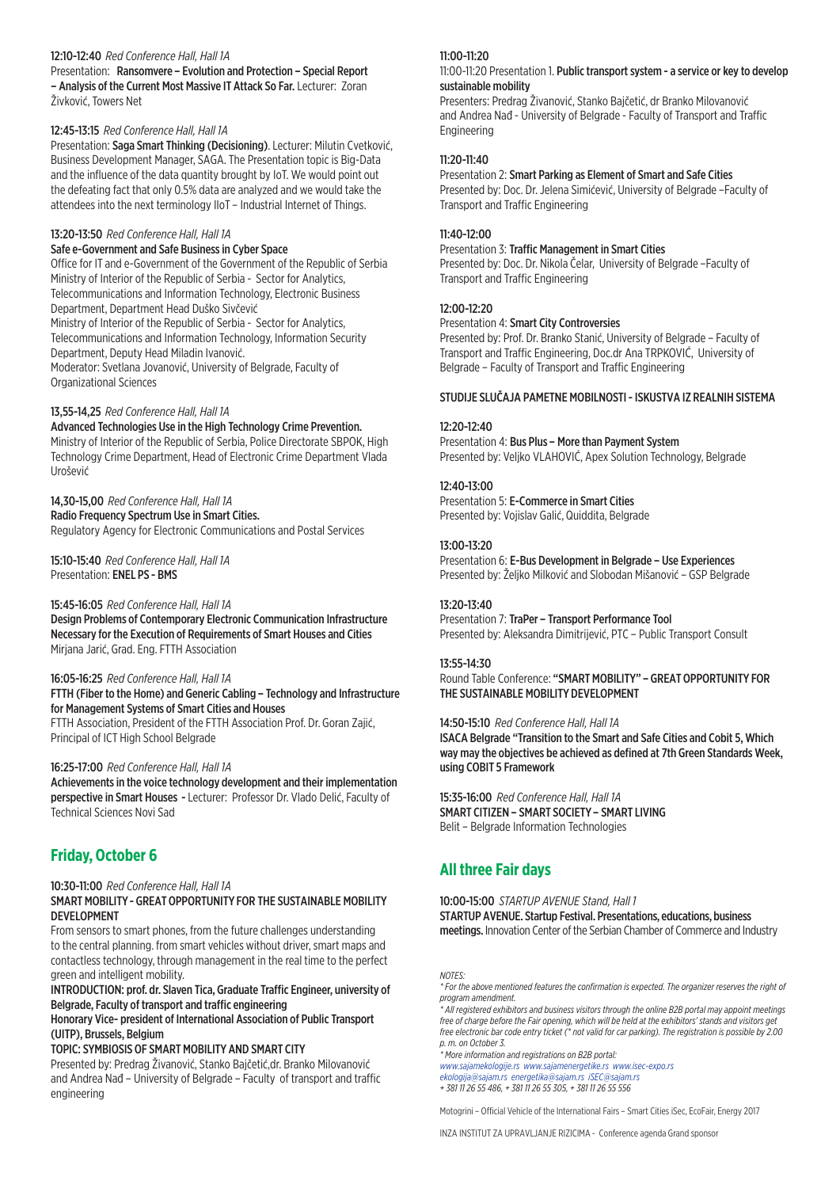12:10-12:40 *Red Conference Hall, Hall 1A*
Presentation: **Ransomvere – Evolution and Protection – Special Report – Analysis of the Current Most Massive IT Attack So Far.** Lecturer: Zoran Živković, Towers Net

12:45-13:15 *Red Conference Hall, Hall 1A*
Presentation: **Saga Smart Thinking (Decisioning)**. Lecturer: Milutin Cvetković, Business Development Manager, SAGA. The Presentation topic is Big-Data and the influence of the data quantity brought by IoT. We would point out the defeating fact that only 0.5% data are analyzed and we would take the attendees into the next terminology IIoT – Industrial Internet of Things.

13:20-13:50 *Red Conference Hall, Hall 1A*
**Safe e-Government and Safe Business in Cyber Space**
Office for IT and e-Government of the Government of the Republic of Serbia
Ministry of Interior of the Republic of Serbia - Sector for Analytics, Telecommunications and Information Technology, Electronic Business Department, Department Head Duško Sivčević
Ministry of Interior of the Republic of Serbia - Sector for Analytics, Telecommunications and Information Technology, Information Security Department, Deputy Head Miladin Ivanović.
Moderator: Svetlana Jovanović, University of Belgrade, Faculty of Organizational Sciences

13,55-14,25 *Red Conference Hall, Hall 1A*
**Advanced Technologies Use in the High Technology Crime Prevention.**
Ministry of Interior of the Republic of Serbia, Police Directorate SBPOK, High Technology Crime Department, Head of Electronic Crime Department Vlada Urošević

14,30-15,00 *Red Conference Hall, Hall 1A*
**Radio Frequency Spectrum Use in Smart Cities.**
Regulatory Agency for Electronic Communications and Postal Services

15:10-15:40 *Red Conference Hall, Hall 1A*
Presentation: **ENEL PS - BMS**

15:45-16:05 *Red Conference Hall, Hall 1A*
**Design Problems of Contemporary Electronic Communication Infrastructure Necessary for the Execution of Requirements of Smart Houses and Cities**
Mirjana Jarić, Grad. Eng. FTTH Association

16:05-16:25 *Red Conference Hall, Hall 1A*
**FTTH (Fiber to the Home) and Generic Cabling – Technology and Infrastructure for Management Systems of Smart Cities and Houses**
FTTH Association, President of the FTTH Association Prof. Dr. Goran Zajić, Principal of ICT High School Belgrade

16:25-17:00 *Red Conference Hall, Hall 1A*
**Achievements in the voice technology development and their implementation perspective in Smart Houses** - Lecturer: Professor Dr. Vlado Delić, Faculty of Technical Sciences Novi Sad

## Friday, October 6

10:30-11:00 *Red Conference Hall, Hall 1A*
**SMART MOBILITY - GREAT OPPORTUNITY FOR THE SUSTAINABLE MOBILITY DEVELOPMENT**
From sensors to smart phones, from the future challenges understanding to the central planning. from smart vehicles without driver, smart maps and contactless technology, through management in the real time to the perfect green and intelligent mobility.
**INTRODUCTION: prof. dr. Slaven Tica, Graduate Traffic Engineer, university of Belgrade, Faculty of transport and traffic engineering**
**Honorary Vice- president of International Association of Public Transport (UITP), Brussels, Belgium**
**TOPIC: SYMBIOSIS OF SMART MOBILITY AND SMART CITY**
Presented by: Predrag Živanović, Stanko Bajčetić,dr. Branko Milovanović and Andrea Nađ – University of Belgrade – Faculty of transport and traffic engineering

11:00-11:20
11:00-11:20 Presentation 1. **Public transport system - a service or key to develop sustainable mobility**
Presenters: Predrag Živanović, Stanko Bajčetić, dr Branko Milovanović and Andrea Nađ - University of Belgrade - Faculty of Transport and Traffic Engineering

11:20-11:40
Presentation 2: **Smart Parking as Element of Smart and Safe Cities**
Presented by: Doc. Dr. Jelena Simićević, University of Belgrade –Faculty of Transport and Traffic Engineering

11:40-12:00
Presentation 3: **Traffic Management in Smart Cities**
Presented by: Doc. Dr. Nikola Čelar, University of Belgrade –Faculty of Transport and Traffic Engineering

12:00-12:20
Presentation 4: **Smart City Controversies**
Presented by: Prof. Dr. Branko Stanić, University of Belgrade – Faculty of Transport and Traffic Engineering, Doc.dr Ana TRPKOVIĆ, University of Belgrade – Faculty of Transport and Traffic Engineering

**STUDIJE SLUČAJA PAMETNE MOBILNOSTI - ISKUSTVA IZ REALNIH SISTEMA**

12:20-12:40
Presentation 4: **Bus Plus – More than Payment System**
Presented by: Veljko VLAHOVIĆ, Apex Solution Technology, Belgrade

12:40-13:00
Presentation 5: **E-Commerce in Smart Cities**
Presented by: Vojislav Galić, Quiddita, Belgrade

13:00-13:20
Presentation 6: **E-Bus Development in Belgrade – Use Experiences**
Presented by: Željko Milković and Slobodan Mišanović – GSP Belgrade

13:20-13:40
Presentation 7: **TraPer – Transport Performance Tool**
Presented by: Aleksandra Dimitrijević, PTC – Public Transport Consult

13:55-14:30
Round Table Conference: **"SMART MOBILITY" – GREAT OPPORTUNITY FOR THE SUSTAINABLE MOBILITY DEVELOPMENT**

14:50-15:10 *Red Conference Hall, Hall 1A*
**ISACA Belgrade "Transition to the Smart and Safe Cities and Cobit 5, Which way may the objectives be achieved as defined at 7th Green Standards Week, using COBIT 5 Framework**

15:35-16:00 *Red Conference Hall, Hall 1A*
**SMART CITIZEN – SMART SOCIETY – SMART LIVING**
Belit – Belgrade Information Technologies

## All three Fair days

10:00-15:00 *STARTUP AVENUE Stand, Hall 1*
**STARTUP AVENUE. Startup Festival. Presentations, educations, business meetings.** Innovation Center of the Serbian Chamber of Commerce and Industry

*NOTES:*
*\* For the above mentioned features the confirmation is expected. The organizer reserves the right of program amendment.*
*\* All registered exhibitors and business visitors through the online B2B portal may appoint meetings free of charge before the Fair opening, which will be held at the exhibitors' stands and visitors get free electronic bar code entry ticket (\* not valid for car parking). The registration is possible by 2.00 p. m. on October 3.*
*\* More information and registrations on B2B portal:*
*www.sajamekologije.rs www.sajamenergetike.rs www.isec-expo.rs*
*ekologija@sajam.rs energetika@sajam.rs iSEC@sajam.rs*
*+ 381 11 26 55 486, + 381 11 26 55 305, + 381 11 26 55 556*

Motogrini – Official Vehicle of the International Fairs – Smart Cities iSec, EcoFair, Energy 2017

INZA INSTITUT ZA UPRAVLJANJE RIZICIMA - Conference agenda Grand sponsor